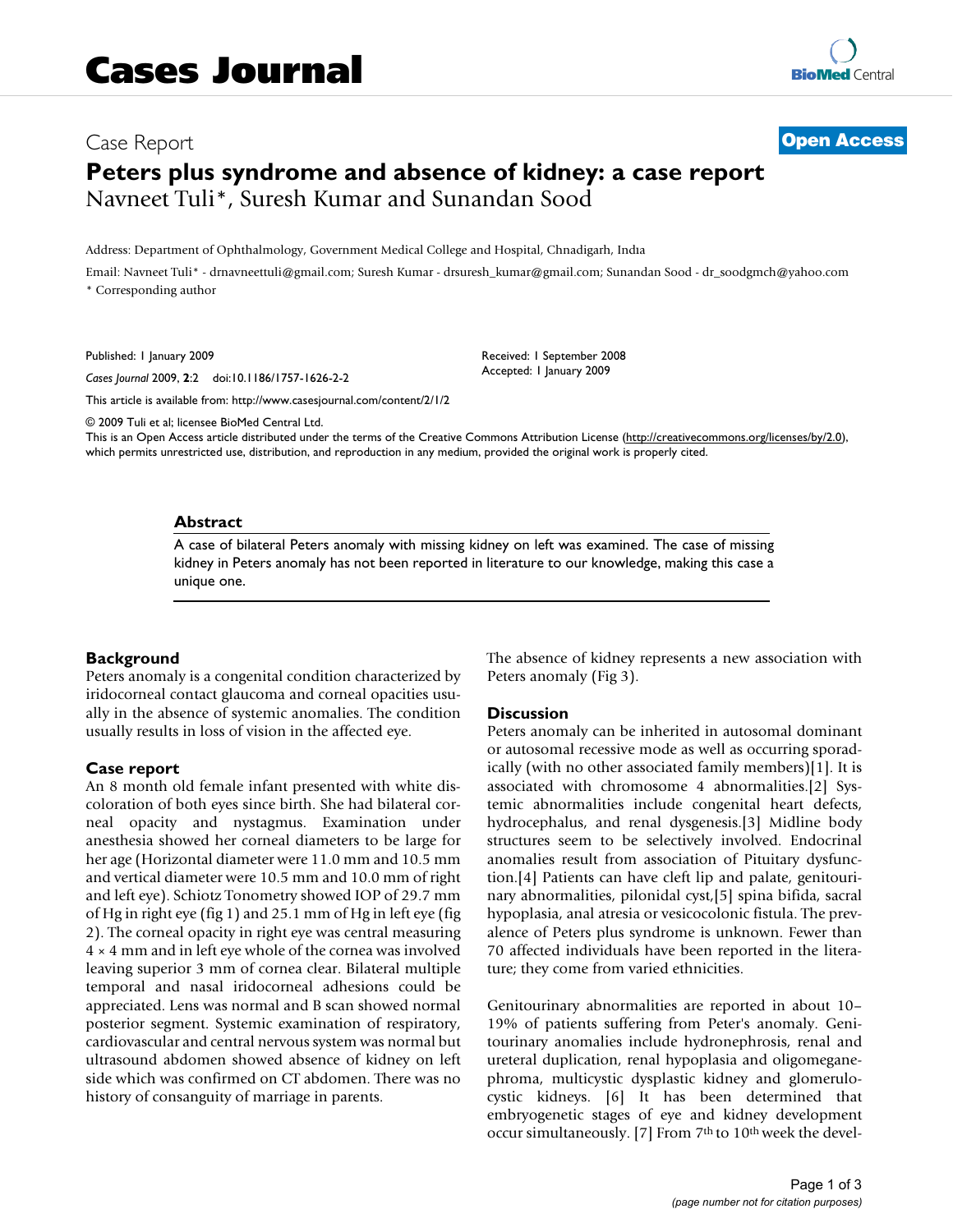# Case Report

## Peters plus syndrome and absence of kidney: a case report

Navneet Tuli*, Suresh Kumar and Sunandan Sood

Address: Department of Ophthalmology, Government Medical College and Hospital, Chnadigarh, Indıa

Email: Navneet Tuli* - drnavneettuli@gmail.com; Suresh Kumar - drsuresh_kumar@gmail.com; Sunandan Sood - dr_soodgmch@yahoo.com

* Corresponding author

Published: 1 January 2009

*Cases Journal* 2009, **2**:2 doi:10.1186/1757-1626-2-2

Received: 1 September 2008

Accepted: 1 January 2009

This article is available from: http://www.casesjournal.com/content/2/1/2

© 2009 Tuli et al; licensee BioMed Central Ltd.

This is an Open Access article distributed under the terms of the Creative Commons Attribution License (http://creativecommons.org/licenses/by/2.0), which permits unrestricted use, distribution, and reproduction in any medium, provided the original work is properly cited.

### Abstract

A case of bilateral Peters anomaly with missing kidney on left was examined. The case of missing kidney in Peters anomaly has not been reported in literature to our knowledge, making this case a unique one.

### Background

Peters anomaly is a congenital condition characterized by iridocorneal contact glaucoma and corneal opacities usually in the absence of systemic anomalies. The condition usually results in loss of vision in the affected eye.

### Case report

An 8 month old female infant presented with white discoloration of both eyes since birth. She had bilateral corneal opacity and nystagmus. Examination under anesthesia showed her corneal diameters to be large for her age (Horizontal diameter were 11.0 mm and 10.5 mm and vertical diameter were 10.5 mm and 10.0 mm of right and left eye). Schiotz Tonometry showed IOP of 29.7 mm of Hg in right eye (fig 1) and 25.1 mm of Hg in left eye (fig 2). The corneal opacity in right eye was central measuring 4 × 4 mm and in left eye whole of the cornea was involved leaving superior 3 mm of cornea clear. Bilateral multiple temporal and nasal iridocorneal adhesions could be appreciated. Lens was normal and B scan showed normal posterior segment. Systemic examination of respiratory, cardiovascular and central nervous system was normal but ultrasound abdomen showed absence of kidney on left side which was confirmed on CT abdomen. There was no history of consanguity of marriage in parents.

The absence of kidney represents a new association with Peters anomaly (Fig 3).

### Discussion

Peters anomaly can be inherited in autosomal dominant or autosomal recessive mode as well as occurring sporadically (with no other associated family members)[1]. It is associated with chromosome 4 abnormalities.[2] Systemic abnormalities include congenital heart defects, hydrocephalus, and renal dysgenesis.[3] Midline body structures seem to be selectively involved. Endocrinal anomalies result from association of Pituitary dysfunction.[4] Patients can have cleft lip and palate, genitourinary abnormalities, pilonidal cyst,[5] spina bifida, sacral hypoplasia, anal atresia or vesicocolonic fistula. The prevalence of Peters plus syndrome is unknown. Fewer than 70 affected individuals have been reported in the literature; they come from varied ethnicities.

Genitourinary abnormalities are reported in about 10–19% of patients suffering from Peter's anomaly. Genitourinary anomalies include hydronephrosis, renal and ureteral duplication, renal hypoplasia and oligomeganephroma, multicystic dysplastic kidney and glomerulocystic kidneys. [6] It has been determined that embryogenetic stages of eye and kidney development occur simultaneously. [7] From 7th to 10th week the devel-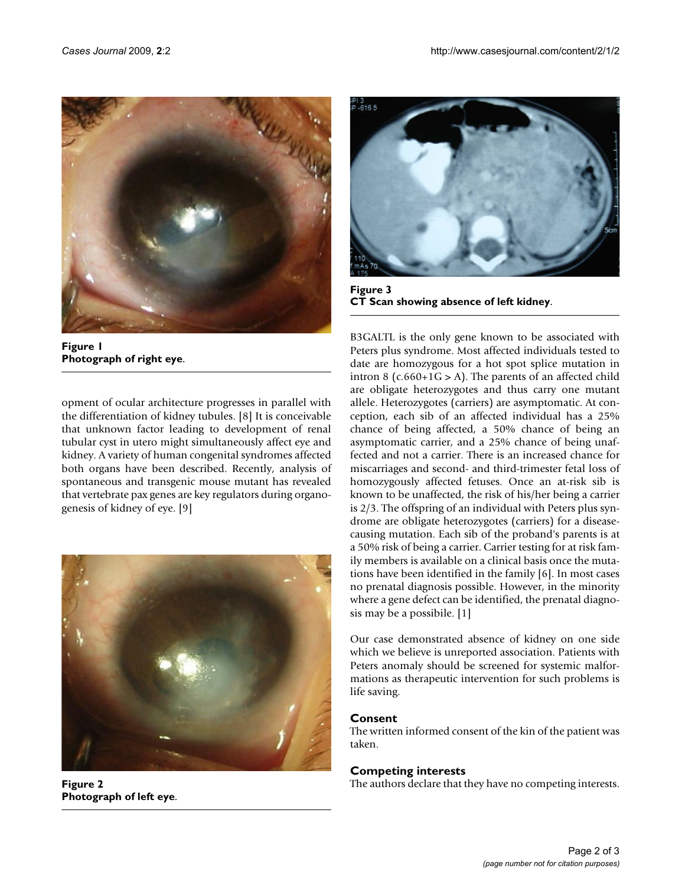Figure 1
**Photograph of right eye.**

opment of ocular architecture progresses in parallel with the differentiation of kidney tubules. [8] It is conceivable that unknown factor leading to development of renal tubular cyst in utero might simultaneously affect eye and kidney. A variety of human congenital syndromes affected both organs have been described. Recently, analysis of spontaneous and transgenic mouse mutant has revealed that vertebrate pax genes are key regulators during organogenesis of kidney of eye. [9]

Figure 2
**Photograph of left eye.**

Figure 3
**CT Scan showing absence of left kidney.**

B3GALTL is the only gene known to be associated with Peters plus syndrome. Most affected individuals tested to date are homozygous for a hot spot splice mutation in intron 8 (c.660+1G > A). The parents of an affected child are obligate heterozygotes and thus carry one mutant allele. Heterozygotes (carriers) are asymptomatic. At conception, each sib of an affected individual has a 25% chance of being affected, a 50% chance of being an asymptomatic carrier, and a 25% chance of being unaffected and not a carrier. There is an increased chance for miscarriages and second- and third-trimester fetal loss of homozygously affected fetuses. Once an at-risk sib is known to be unaffected, the risk of his/her being a carrier is 2/3. The offspring of an individual with Peters plus syndrome are obligate heterozygotes (carriers) for a disease-causing mutation. Each sib of the proband's parents is at a 50% risk of being a carrier. Carrier testing for at risk family members is available on a clinical basis once the mutations have been identified in the family [6]. In most cases no prenatal diagnosis possible. However, in the minority where a gene defect can be identified, the prenatal diagnosis may be a possibile. [1]

Our case demonstrated absence of kidney on one side which we believe is unreported association. Patients with Peters anomaly should be screened for systemic malformations as therapeutic intervention for such problems is life saving.

## Consent

The written informed consent of the kin of the patient was taken.

## Competing interests

The authors declare that they have no competing interests.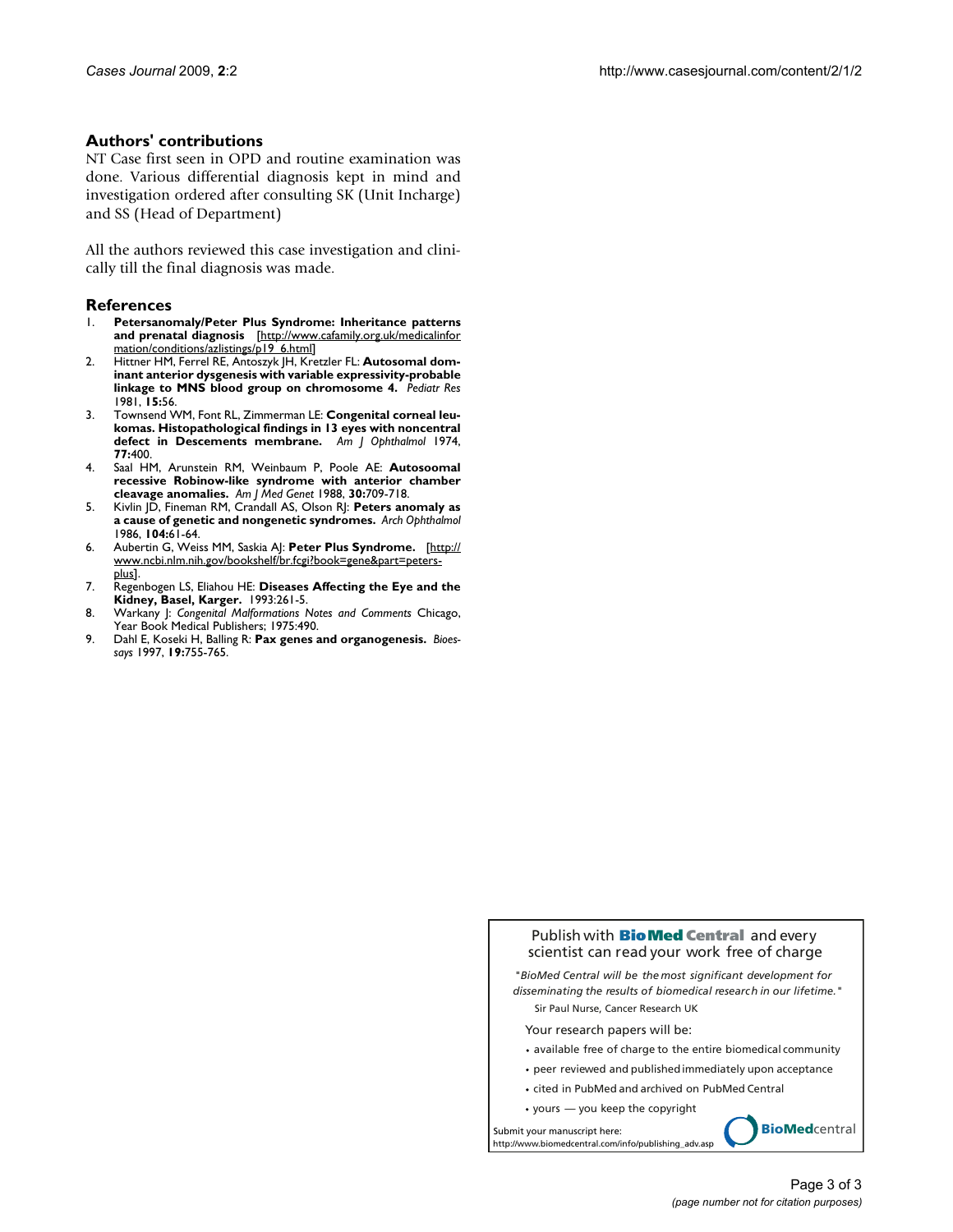## Authors' contributions

NT Case first seen in OPD and routine examination was done. Various differential diagnosis kept in mind and investigation ordered after consulting SK (Unit Incharge) and SS (Head of Department)

All the authors reviewed this case investigation and clinically till the final diagnosis was made.

## References

1. **Petersanomaly/Peter Plus Syndrome: Inheritance patterns and prenatal diagnosis** [http://www.cafamily.org.uk/medicalinformation/conditions/azlistings/p19_6.html]
2. Hittner HM, Ferrel RE, Antoszyk JH, Kretzler FL: **Autosomal dominant anterior dysgenesis with variable expressivity-probable linkage to MNS blood group on chromosome 4.** *Pediatr Res* 1981, **15:**56.
3. Townsend WM, Font RL, Zimmerman LE: **Congenital corneal leukomas. Histopathological findings in 13 eyes with noncentral defect in Descements membrane.** *Am J Ophthalmol* 1974, **77:**400.
4. Saal HM, Arunstein RM, Weinbaum P, Poole AE: **Autosoomal recessive Robinow-like syndrome with anterior chamber cleavage anomalies.** *Am J Med Genet* 1988, **30:**709-718.
5. Kivlin JD, Fineman RM, Crandall AS, Olson RJ: **Peters anomaly as a cause of genetic and nongenetic syndromes.** *Arch Ophthalmol* 1986, **104:**61-64.
6. Aubertin G, Weiss MM, Saskia AJ: **Peter Plus Syndrome.** [http://www.ncbi.nlm.nih.gov/bookshelf/br.fcgi?book=gene&part=peters-plus].
7. Regenbogen LS, Eliahou HE: **Diseases Affecting the Eye and the Kidney, Basel, Karger.** 1993:261-5.
8. Warkany J: *Congenital Malformations Notes and Comments* Chicago, Year Book Medical Publishers; 1975:490.
9. Dahl E, Koseki H, Balling R: **Pax genes and organogenesis.** *Bioessays* 1997, **19:**755-765.

Publish with **BioMed Central** and every scientist can read your work free of charge

*"BioMed Central will be the most significant development for disseminating the results of biomedical research in our lifetime."*

Sir Paul Nurse, Cancer Research UK

Your research papers will be:

- available free of charge to the entire biomedical community
- peer reviewed and published immediately upon acceptance
- cited in PubMed and archived on PubMed Central
- yours — you keep the copyright

Submit your manuscript here:
http://www.biomedcentral.com/info/publishing_adv.asp

BioMedcentral